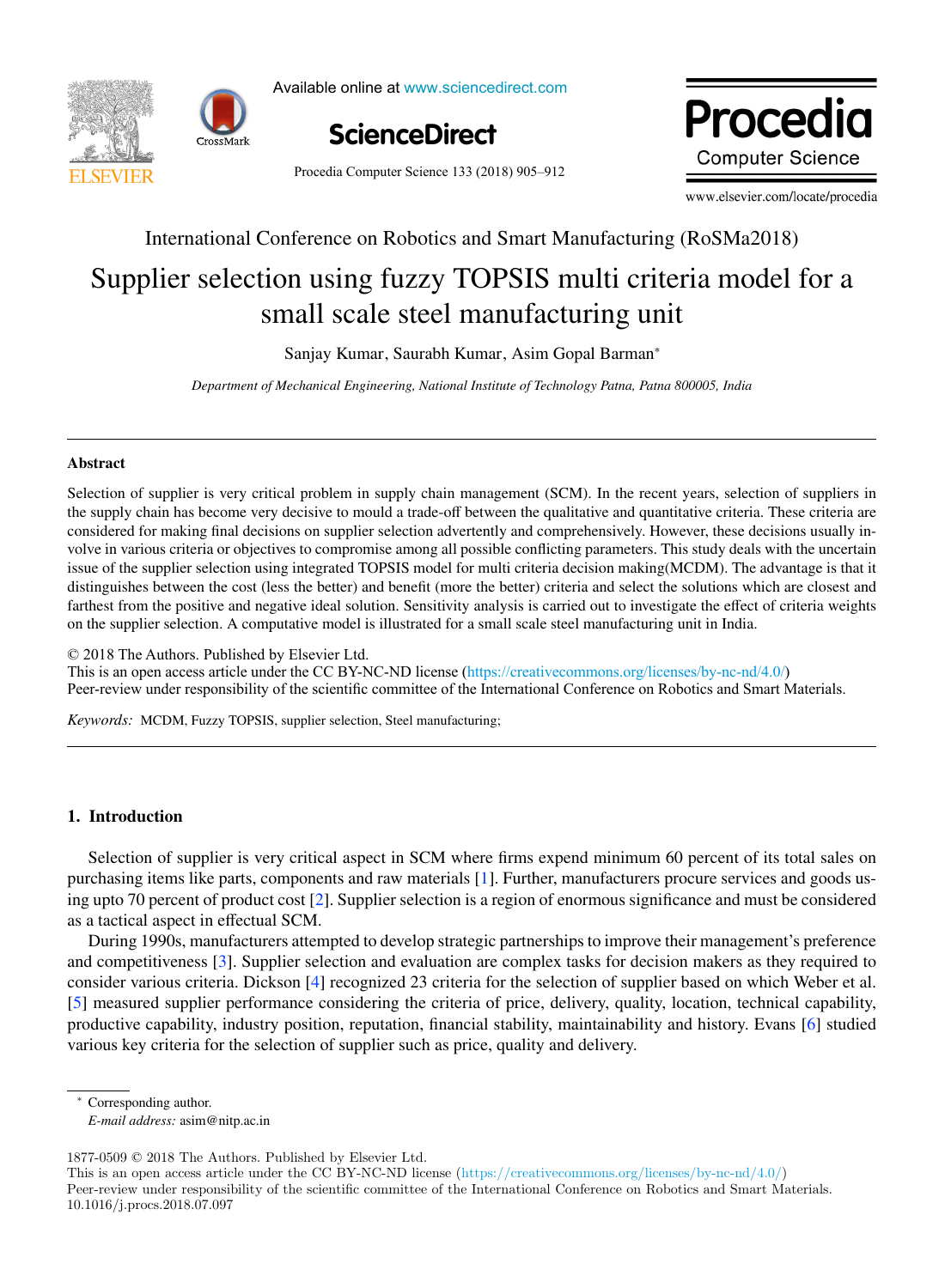International Conference on Robotics and Smart Manufacturing (RoSMa2018)

# Supplier selection using fuzzy TOPSIS multi criteria model for a small scale steel manufacturing unit

Sanjay Kumar, Saurabh Kumar, Asim Gopal Barman*

*Department of Mechanical Engineering, National Institute of Technology Patna, Patna 800005, India*

## Abstract

Selection of supplier is very critical problem in supply chain management (SCM). In the recent years, selection of suppliers in the supply chain has become very decisive to mould a trade-off between the qualitative and quantitative criteria. These criteria are considered for making final decisions on supplier selection advertently and comprehensively. However, these decisions usually involve in various criteria or objectives to compromise among all possible conflicting parameters. This study deals with the uncertain issue of the supplier selection using integrated TOPSIS model for multi criteria decision making(MCDM). The advantage is that it distinguishes between the cost (less the better) and benefit (more the better) criteria and select the solutions which are closest and farthest from the positive and negative ideal solution. Sensitivity analysis is carried out to investigate the effect of criteria weights on the supplier selection. A computative model is illustrated for a small scale steel manufacturing unit in India.

© 2018 The Authors. Published by Elsevier Ltd.
This is an open access article under the CC BY-NC-ND license (https://creativecommons.org/licenses/by-nc-nd/4.0/)
Peer-review under responsibility of the scientific committee of the International Conference on Robotics and Smart Materials.

*Keywords:* MCDM, Fuzzy TOPSIS, supplier selection, Steel manufacturing;

## 1. Introduction

Selection of supplier is very critical aspect in SCM where firms expend minimum 60 percent of its total sales on purchasing items like parts, components and raw materials [1]. Further, manufacturers procure services and goods using upto 70 percent of product cost [2]. Supplier selection is a region of enormous significance and must be considered as a tactical aspect in effectual SCM.

During 1990s, manufacturers attempted to develop strategic partnerships to improve their management's preference and competitiveness [3]. Supplier selection and evaluation are complex tasks for decision makers as they required to consider various criteria. Dickson [4] recognized 23 criteria for the selection of supplier based on which Weber et al. [5] measured supplier performance considering the criteria of price, delivery, quality, location, technical capability, productive capability, industry position, reputation, financial stability, maintainability and history. Evans [6] studied various key criteria for the selection of supplier such as price, quality and delivery.

* Corresponding author.
*E-mail address:* asim@nitp.ac.in

1877-0509 © 2018 The Authors. Published by Elsevier Ltd.
This is an open access article under the CC BY-NC-ND license (https://creativecommons.org/licenses/by-nc-nd/4.0/)
Peer-review under responsibility of the scientific committee of the International Conference on Robotics and Smart Materials.
10.1016/j.procs.2018.07.097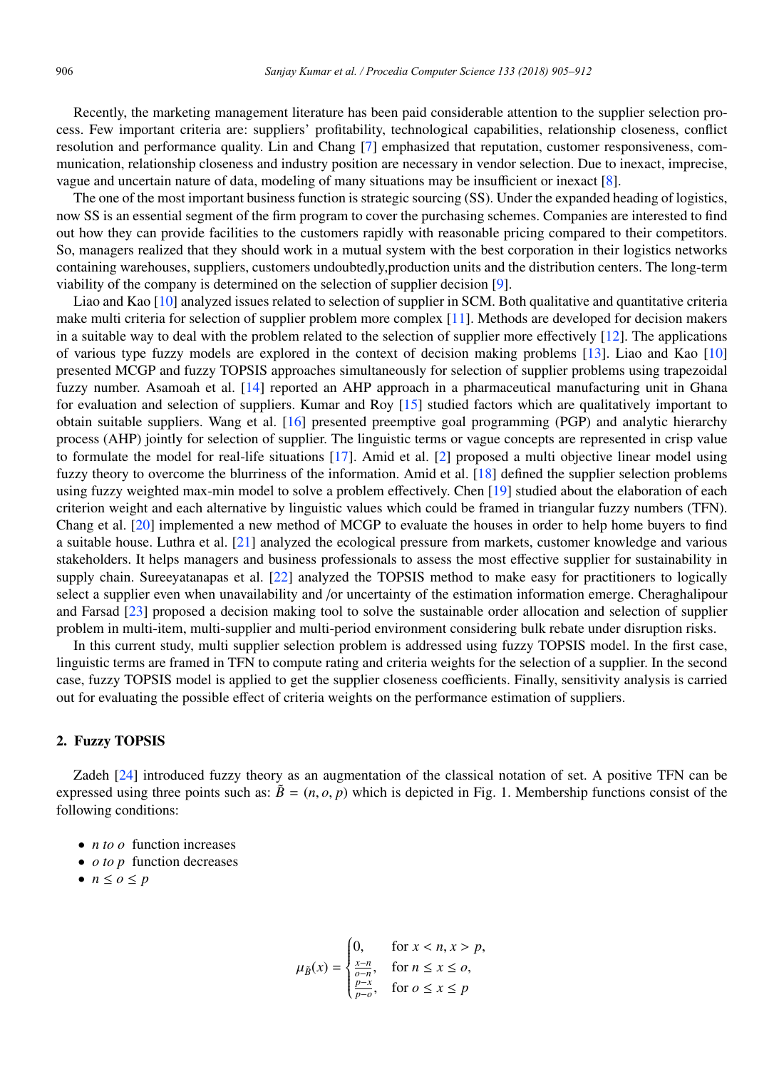Recently, the marketing management literature has been paid considerable attention to the supplier selection process. Few important criteria are: suppliers' profitability, technological capabilities, relationship closeness, conflict resolution and performance quality. Lin and Chang [7] emphasized that reputation, customer responsiveness, communication, relationship closeness and industry position are necessary in vendor selection. Due to inexact, imprecise, vague and uncertain nature of data, modeling of many situations may be insufficient or inexact [8].

The one of the most important business function is strategic sourcing (SS). Under the expanded heading of logistics, now SS is an essential segment of the firm program to cover the purchasing schemes. Companies are interested to find out how they can provide facilities to the customers rapidly with reasonable pricing compared to their competitors. So, managers realized that they should work in a mutual system with the best corporation in their logistics networks containing warehouses, suppliers, customers undoubtedly,production units and the distribution centers. The long-term viability of the company is determined on the selection of supplier decision [9].

Liao and Kao [10] analyzed issues related to selection of supplier in SCM. Both qualitative and quantitative criteria make multi criteria for selection of supplier problem more complex [11]. Methods are developed for decision makers in a suitable way to deal with the problem related to the selection of supplier more effectively [12]. The applications of various type fuzzy models are explored in the context of decision making problems [13]. Liao and Kao [10] presented MCGP and fuzzy TOPSIS approaches simultaneously for selection of supplier problems using trapezoidal fuzzy number. Asamoah et al. [14] reported an AHP approach in a pharmaceutical manufacturing unit in Ghana for evaluation and selection of suppliers. Kumar and Roy [15] studied factors which are qualitatively important to obtain suitable suppliers. Wang et al. [16] presented preemptive goal programming (PGP) and analytic hierarchy process (AHP) jointly for selection of supplier. The linguistic terms or vague concepts are represented in crisp value to formulate the model for real-life situations [17]. Amid et al. [2] proposed a multi objective linear model using fuzzy theory to overcome the blurriness of the information. Amid et al. [18] defined the supplier selection problems using fuzzy weighted max-min model to solve a problem effectively. Chen [19] studied about the elaboration of each criterion weight and each alternative by linguistic values which could be framed in triangular fuzzy numbers (TFN). Chang et al. [20] implemented a new method of MCGP to evaluate the houses in order to help home buyers to find a suitable house. Luthra et al. [21] analyzed the ecological pressure from markets, customer knowledge and various stakeholders. It helps managers and business professionals to assess the most effective supplier for sustainability in supply chain. Sureeyatanapas et al. [22] analyzed the TOPSIS method to make easy for practitioners to logically select a supplier even when unavailability and /or uncertainty of the estimation information emerge. Cheraghalipour and Farsad [23] proposed a decision making tool to solve the sustainable order allocation and selection of supplier problem in multi-item, multi-supplier and multi-period environment considering bulk rebate under disruption risks.

In this current study, multi supplier selection problem is addressed using fuzzy TOPSIS model. In the first case, linguistic terms are framed in TFN to compute rating and criteria weights for the selection of a supplier. In the second case, fuzzy TOPSIS model is applied to get the supplier closeness coefficients. Finally, sensitivity analysis is carried out for evaluating the possible effect of criteria weights on the performance estimation of suppliers.

## 2. Fuzzy TOPSIS

Zadeh [24] introduced fuzzy theory as an augmentation of the classical notation of set. A positive TFN can be expressed using three points such as: $\tilde{B} = (n, o, p)$ which is depicted in Fig. 1. Membership functions consist of the following conditions:

- *n to o* function increases
- *o to p* function decreases
- $n \leq o \leq p$

$$\mu_{\tilde{B}}(x) = \begin{cases} 0, & \text{for } x < n, x > p, \\ \frac{x-n}{o-n}, & \text{for } n \leq x \leq o, \\ \frac{p-x}{p-o}, & \text{for } o \leq x \leq p \end{cases}$$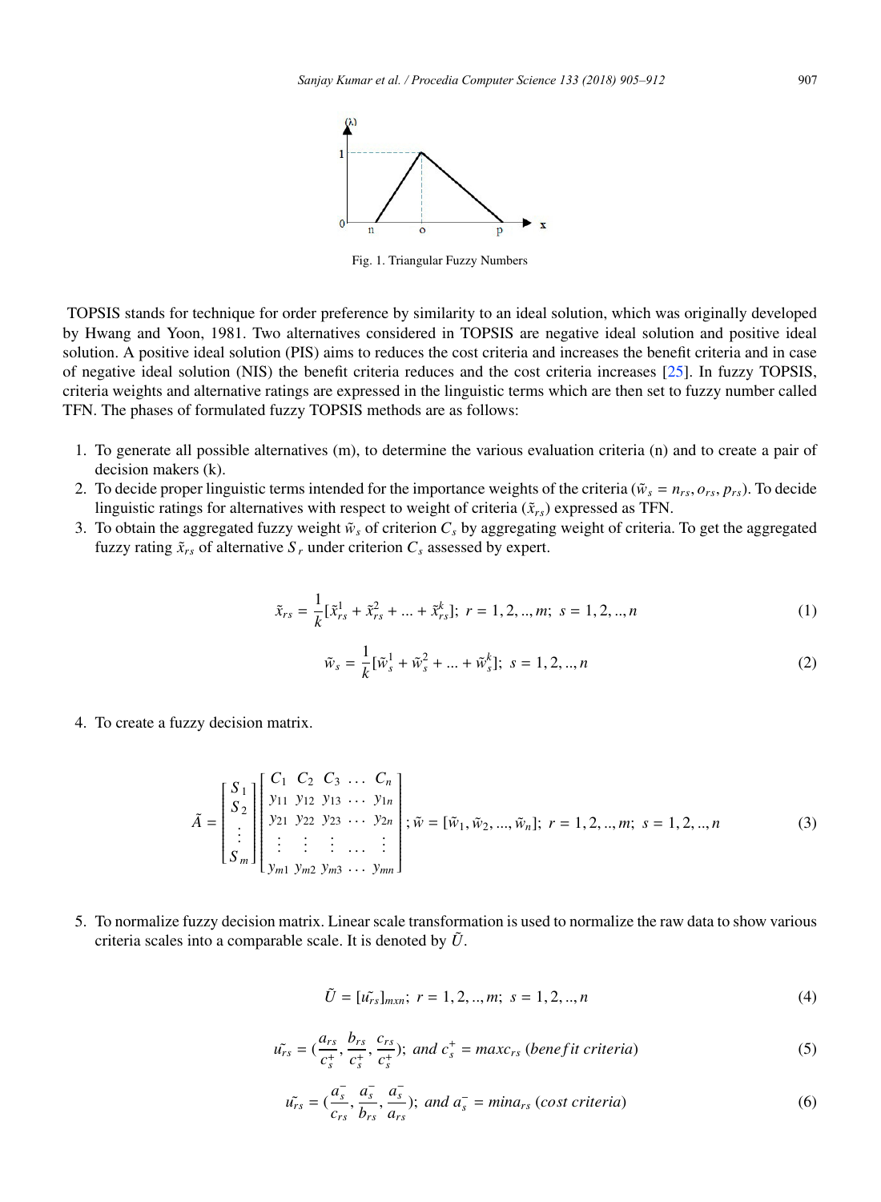Fig. 1. Triangular Fuzzy Numbers

TOPSIS stands for technique for order preference by similarity to an ideal solution, which was originally developed by Hwang and Yoon, 1981. Two alternatives considered in TOPSIS are negative ideal solution and positive ideal solution. A positive ideal solution (PIS) aims to reduces the cost criteria and increases the benefit criteria and in case of negative ideal solution (NIS) the benefit criteria reduces and the cost criteria increases [25]. In fuzzy TOPSIS, criteria weights and alternative ratings are expressed in the linguistic terms which are then set to fuzzy number called TFN. The phases of formulated fuzzy TOPSIS methods are as follows:

1. To generate all possible alternatives (m), to determine the various evaluation criteria (n) and to create a pair of decision makers (k).
2. To decide proper linguistic terms intended for the importance weights of the criteria ($\tilde{w}_s = n_{rs}, o_{rs}, p_{rs}$). To decide linguistic ratings for alternatives with respect to weight of criteria ($\tilde{x}_{rs}$) expressed as TFN.
3. To obtain the aggregated fuzzy weight $\tilde{w}_s$ of criterion $C_s$ by aggregating weight of criteria. To get the aggregated fuzzy rating $\tilde{x}_{rs}$ of alternative $S_r$ under criterion $C_s$ assessed by expert.

$$\tilde{x}_{rs} = \frac{1}{k}[\tilde{x}_{rs}^1 + \tilde{x}_{rs}^2 + ... + \tilde{x}_{rs}^k];\ r = 1, 2, .., m;\ s = 1, 2, .., n \tag{1}$$

$$\tilde{w}_s = \frac{1}{k}[\tilde{w}_s^1 + \tilde{w}_s^2 + ... + \tilde{w}_s^k];\ s = 1, 2, .., n \tag{2}$$

4. To create a fuzzy decision matrix.

$$\tilde{A} = \begin{bmatrix} S_1 \\ S_2 \\ \vdots \\ S_m \end{bmatrix} \begin{bmatrix} C_1 & C_2 & C_3 & \dots & C_n \\ y_{11} & y_{12} & y_{13} & \dots & y_{1n} \\ y_{21} & y_{22} & y_{23} & \dots & y_{2n} \\ \vdots & \vdots & \vdots & \dots & \vdots \\ y_{m1} & y_{m2} & y_{m3} & \dots & y_{mn} \end{bmatrix};\tilde{w} = [\tilde{w}_1, \tilde{w}_2, ..., \tilde{w}_n];\ r = 1, 2, .., m;\ s = 1, 2, .., n \tag{3}$$

5. To normalize fuzzy decision matrix. Linear scale transformation is used to normalize the raw data to show various criteria scales into a comparable scale. It is denoted by $\tilde{U}$.

$$\tilde{U} = [\tilde{u_{rs}}]_{mxn};\ r = 1, 2, .., m;\ s = 1, 2, .., n \tag{4}$$

$$\tilde{u_{rs}} = (\frac{a_{rs}}{c_s^+}, \frac{b_{rs}}{c_s^+}, \frac{c_{rs}}{c_s^+});\ and\ c_s^+ = max c_{rs}\ (benefit\ criteria) \tag{5}$$

$$\tilde{u_{rs}} = (\frac{a_s^-}{c_{rs}}, \frac{a_s^-}{b_{rs}}, \frac{a_s^-}{a_{rs}});\ and\ a_s^- = min a_{rs}\ (cost\ criteria) \tag{6}$$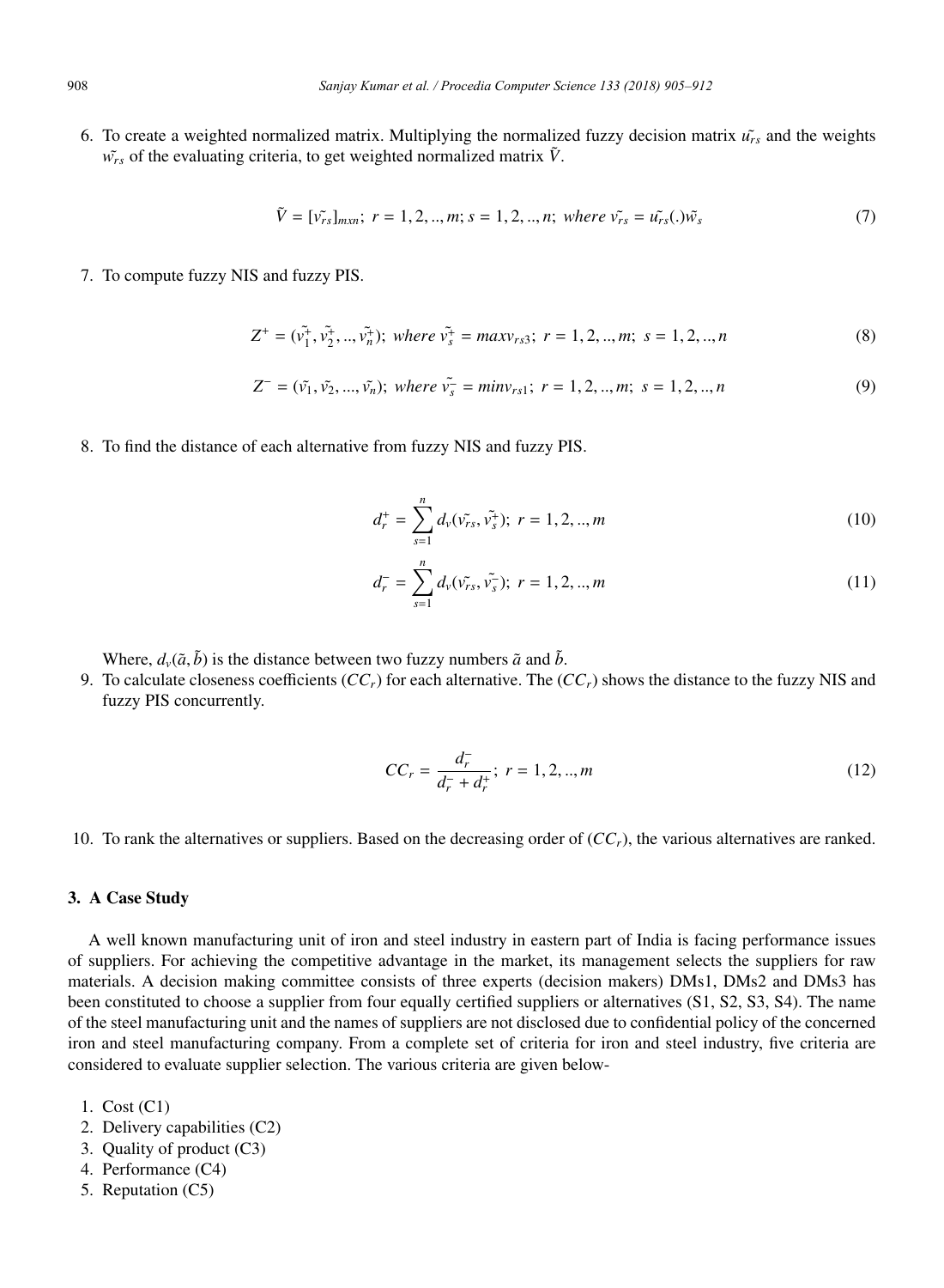6. To create a weighted normalized matrix. Multiplying the normalized fuzzy decision matrix $\tilde{u_{rs}}$ and the weights $\tilde{w_{rs}}$ of the evaluating criteria, to get weighted normalized matrix $\tilde{V}$.

$$\tilde{V} = [\tilde{v_{rs}}]_{mxn};\ r = 1, 2, .., m; s = 1, 2, .., n;\ where\ \tilde{v_{rs}} = \tilde{u_{rs}}(.)\tilde{w}_s \tag{7}$$

7. To compute fuzzy NIS and fuzzy PIS.

$$Z^+ = (\tilde{v_1^+}, \tilde{v_2^+}, .., \tilde{v_n^+});\ where\ \tilde{v_s^+} = max v_{rs3};\ r = 1, 2, .., m;\ s = 1, 2, .., n \tag{8}$$

$$Z^- = (\tilde{v_1}, \tilde{v_2}, ..., \tilde{v_n});\ where\ \tilde{v_s^-} = min v_{rs1};\ r = 1, 2, .., m;\ s = 1, 2, .., n \tag{9}$$

8. To find the distance of each alternative from fuzzy NIS and fuzzy PIS.

$$d_r^+ = \sum_{s=1}^{n} d_v(\tilde{v_{rs}}, \tilde{v_s^+});\ r = 1, 2, .., m \tag{10}$$

$$d_r^- = \sum_{s=1}^{n} d_v(\tilde{v_{rs}}, \tilde{v_s^-});\ r = 1, 2, .., m \tag{11}$$

Where, $d_v(\tilde{a}, \tilde{b})$ is the distance between two fuzzy numbers $\tilde{a}$ and $\tilde{b}$.

9. To calculate closeness coefficients ($CC_r$) for each alternative. The ($CC_r$) shows the distance to the fuzzy NIS and fuzzy PIS concurrently.

$$CC_r = \frac{d_r^-}{d_r^- + d_r^+};\ r = 1, 2, .., m \tag{12}$$

10. To rank the alternatives or suppliers. Based on the decreasing order of ($CC_r$), the various alternatives are ranked.

## 3. A Case Study

A well known manufacturing unit of iron and steel industry in eastern part of India is facing performance issues of suppliers. For achieving the competitive advantage in the market, its management selects the suppliers for raw materials. A decision making committee consists of three experts (decision makers) DMs1, DMs2 and DMs3 has been constituted to choose a supplier from four equally certified suppliers or alternatives (S1, S2, S3, S4). The name of the steel manufacturing unit and the names of suppliers are not disclosed due to confidential policy of the concerned iron and steel manufacturing company. From a complete set of criteria for iron and steel industry, five criteria are considered to evaluate supplier selection. The various criteria are given below-

1. Cost (C1)
2. Delivery capabilities (C2)
3. Quality of product (C3)
4. Performance (C4)
5. Reputation (C5)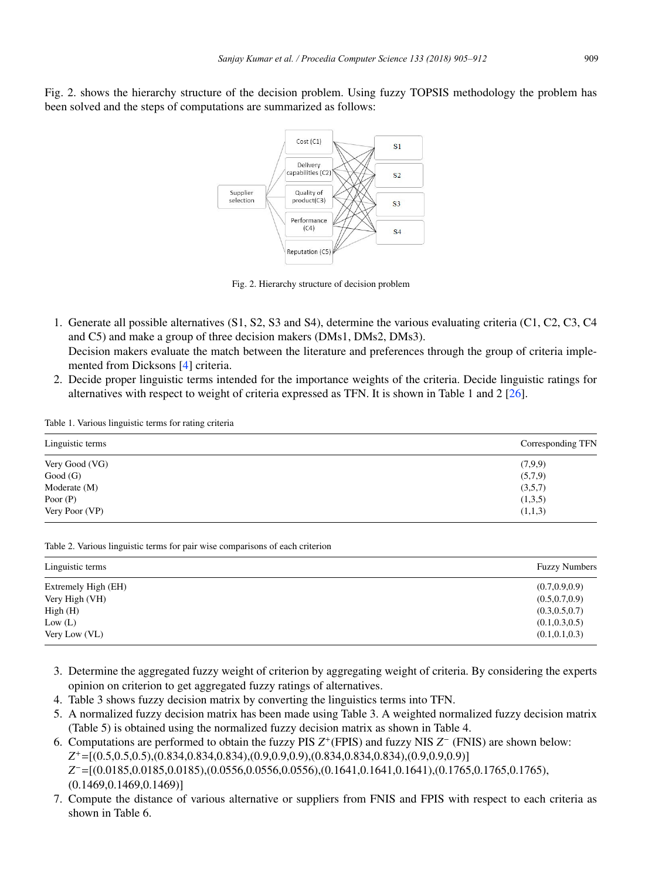Fig. 2. shows the hierarchy structure of the decision problem. Using fuzzy TOPSIS methodology the problem has been solved and the steps of computations are summarized as follows:

Fig. 2. Hierarchy structure of decision problem

1. Generate all possible alternatives (S1, S2, S3 and S4), determine the various evaluating criteria (C1, C2, C3, C4 and C5) and make a group of three decision makers (DMs1, DMs2, DMs3).
   Decision makers evaluate the match between the literature and preferences through the group of criteria implemented from Dicksons [4] criteria.
2. Decide proper linguistic terms intended for the importance weights of the criteria. Decide linguistic ratings for alternatives with respect to weight of criteria expressed as TFN. It is shown in Table 1 and 2 [26].

Table 1. Various linguistic terms for rating criteria

| Linguistic terms | Corresponding TFN |
|---|---|
| Very Good (VG) | (7,9,9) |
| Good (G) | (5,7,9) |
| Moderate (M) | (3,5,7) |
| Poor (P) | (1,3,5) |
| Very Poor (VP) | (1,1,3) |

Table 2. Various linguistic terms for pair wise comparisons of each criterion

| Linguistic terms | Fuzzy Numbers |
|---|---|
| Extremely High (EH) | (0.7,0.9,0.9) |
| Very High (VH) | (0.5,0.7,0.9) |
| High (H) | (0.3,0.5,0.7) |
| Low (L) | (0.1,0.3,0.5) |
| Very Low (VL) | (0.1,0.1,0.3) |

3. Determine the aggregated fuzzy weight of criterion by aggregating weight of criteria. By considering the experts opinion on criterion to get aggregated fuzzy ratings of alternatives.
4. Table 3 shows fuzzy decision matrix by converting the linguistics terms into TFN.
5. A normalized fuzzy decision matrix has been made using Table 3. A weighted normalized fuzzy decision matrix (Table 5) is obtained using the normalized fuzzy decision matrix as shown in Table 4.
6. Computations are performed to obtain the fuzzy PIS $Z^+$(FPIS) and fuzzy NIS $Z^-$ (FNIS) are shown below:
   $Z^+$=[(0.5,0.5,0.5),(0.834,0.834,0.834),(0.9,0.9,0.9),(0.834,0.834,0.834),(0.9,0.9,0.9)]
   $Z^-$=[(0.0185,0.0185,0.0185),(0.0556,0.0556,0.0556),(0.1641,0.1641,0.1641),(0.1765,0.1765,0.1765),(0.1469,0.1469,0.1469)]
7. Compute the distance of various alternative or suppliers from FNIS and FPIS with respect to each criteria as shown in Table 6.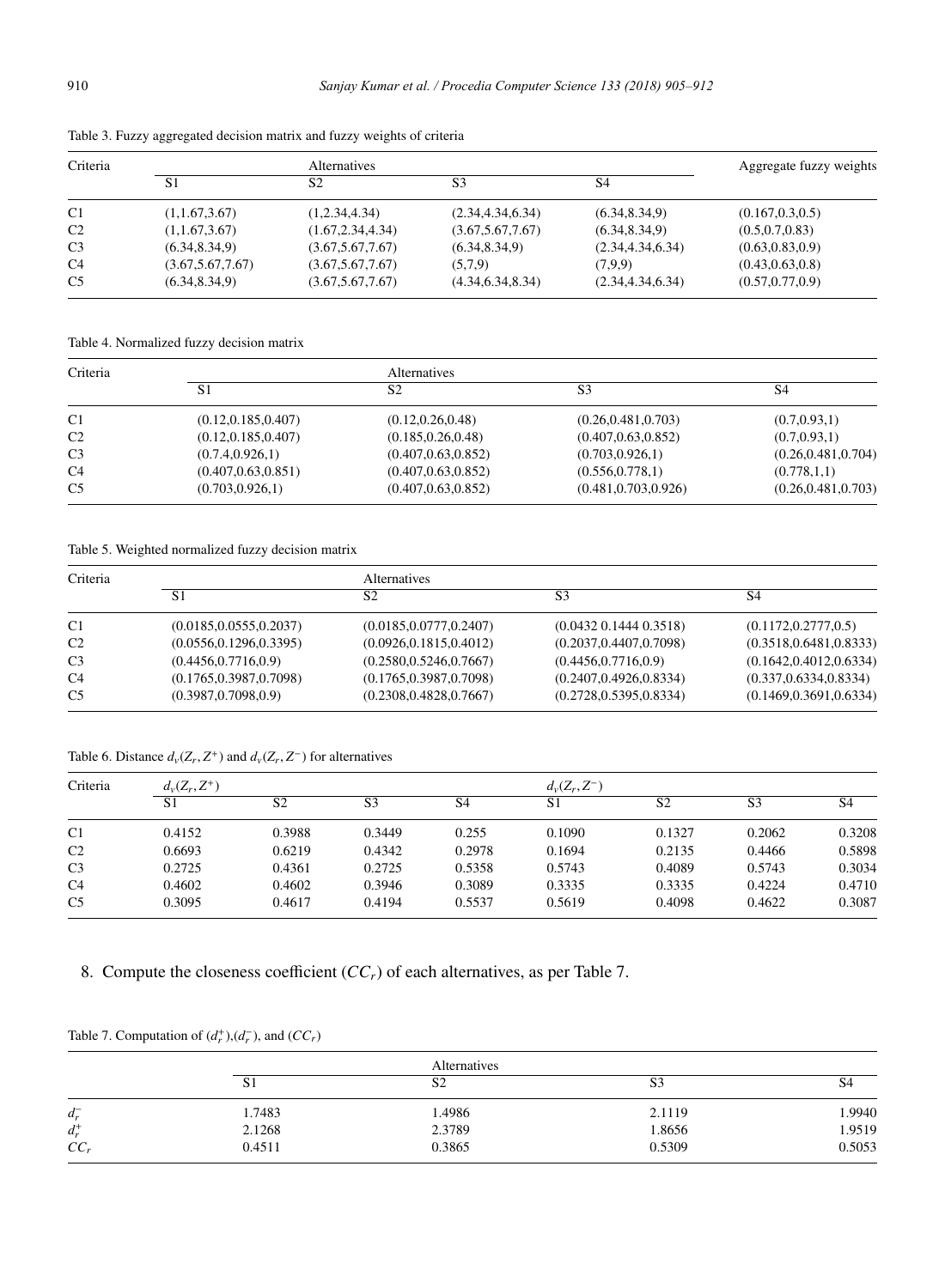Table 3. Fuzzy aggregated decision matrix and fuzzy weights of criteria

| Criteria | Alternatives | | | | Aggregate fuzzy weights |
|---|---|---|---|---|---|
| | S1 | S2 | S3 | S4 | |
| C1 | (1,1.67,3.67) | (1,2.34,4.34) | (2.34,4.34,6.34) | (6.34,8.34,9) | (0.167,0.3,0.5) |
| C2 | (1,1.67,3.67) | (1.67,2.34,4.34) | (3.67,5.67,7.67) | (6.34,8.34,9) | (0.5,0.7,0.83) |
| C3 | (6.34,8.34,9) | (3.67,5.67,7.67) | (6.34,8.34,9) | (2.34,4.34,6.34) | (0.63,0.83,0.9) |
| C4 | (3.67,5.67,7.67) | (3.67,5.67,7.67) | (5,7,9) | (7,9,9) | (0.43,0.63,0.8) |
| C5 | (6.34,8.34,9) | (3.67,5.67,7.67) | (4.34,6.34,8.34) | (2.34,4.34,6.34) | (0.57,0.77,0.9) |

Table 4. Normalized fuzzy decision matrix

| Criteria | Alternatives | | | |
|---|---|---|---|---|
| | S1 | S2 | S3 | S4 |
| C1 | (0.12,0.185,0.407) | (0.12,0.26,0.48) | (0.26,0.481,0.703) | (0.7,0.93,1) |
| C2 | (0.12,0.185,0.407) | (0.185,0.26,0.48) | (0.407,0.63,0.852) | (0.7,0.93,1) |
| C3 | (0.7.4,0.926,1) | (0.407,0.63,0.852) | (0.703,0.926,1) | (0.26,0.481,0.704) |
| C4 | (0.407,0.63,0.851) | (0.407,0.63,0.852) | (0.556,0.778,1) | (0.778,1,1) |
| C5 | (0.703,0.926,1) | (0.407,0.63,0.852) | (0.481,0.703,0.926) | (0.26,0.481,0.703) |

Table 5. Weighted normalized fuzzy decision matrix

| Criteria | Alternatives | | | |
|---|---|---|---|---|
| | S1 | S2 | S3 | S4 |
| C1 | (0.0185,0.0555,0.2037) | (0.0185,0.0777,0.2407) | (0.0432 0.1444 0.3518) | (0.1172,0.2777,0.5) |
| C2 | (0.0556,0.1296,0.3395) | (0.0926,0.1815,0.4012) | (0.2037,0.4407,0.7098) | (0.3518,0.6481,0.8333) |
| C3 | (0.4456,0.7716,0.9) | (0.2580,0.5246,0.7667) | (0.4456,0.7716,0.9) | (0.1642,0.4012,0.6334) |
| C4 | (0.1765,0.3987,0.7098) | (0.1765,0.3987,0.7098) | (0.2407,0.4926,0.8334) | (0.337,0.6334,0.8334) |
| C5 | (0.3987,0.7098,0.9) | (0.2308,0.4828,0.7667) | (0.2728,0.5395,0.8334) | (0.1469,0.3691,0.6334) |

Table 6. Distance $d_v(Z_r, Z^+)$ and $d_v(Z_r, Z^-)$ for alternatives

| Criteria | $d_v(Z_r, Z^+)$ | | | | $d_v(Z_r, Z^-)$ | | | |
|---|---|---|---|---|---|---|---|---|
| | S1 | S2 | S3 | S4 | S1 | S2 | S3 | S4 |
| C1 | 0.4152 | 0.3988 | 0.3449 | 0.255 | 0.1090 | 0.1327 | 0.2062 | 0.3208 |
| C2 | 0.6693 | 0.6219 | 0.4342 | 0.2978 | 0.1694 | 0.2135 | 0.4466 | 0.5898 |
| C3 | 0.2725 | 0.4361 | 0.2725 | 0.5358 | 0.5743 | 0.4089 | 0.5743 | 0.3034 |
| C4 | 0.4602 | 0.4602 | 0.3946 | 0.3089 | 0.3335 | 0.3335 | 0.4224 | 0.4710 |
| C5 | 0.3095 | 0.4617 | 0.4194 | 0.5537 | 0.5619 | 0.4098 | 0.4622 | 0.3087 |

8. Compute the closeness coefficient ($CC_r$) of each alternatives, as per Table 7.

Table 7. Computation of $(d_r^+)$,$(d_r^-)$, and $(CC_r)$

| | Alternatives | | | |
|---|---|---|---|---|
| | S1 | S2 | S3 | S4 |
| $d_r^-$ | 1.7483 | 1.4986 | 2.1119 | 1.9940 |
| $d_r^+$ | 2.1268 | 2.3789 | 1.8656 | 1.9519 |
| $CC_r$ | 0.4511 | 0.3865 | 0.5309 | 0.5053 |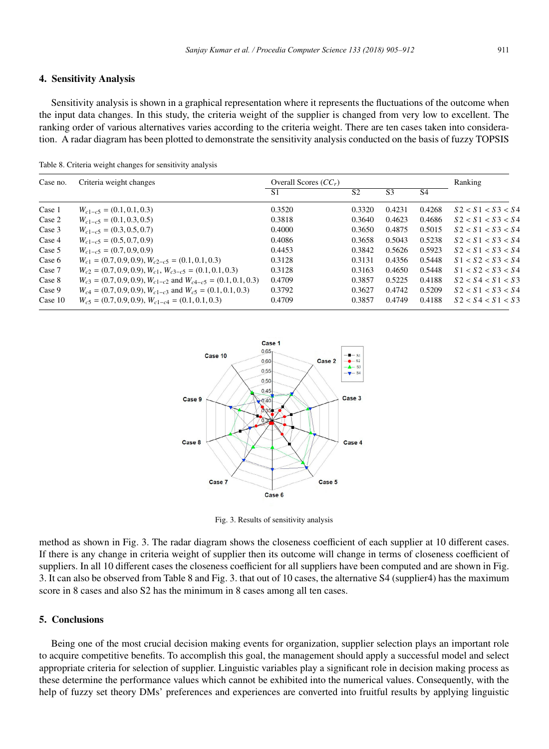## 4. Sensitivity Analysis

Sensitivity analysis is shown in a graphical representation where it represents the fluctuations of the outcome when the input data changes. In this study, the criteria weight of the supplier is changed from very low to excellent. The ranking order of various alternatives varies according to the criteria weight. There are ten cases taken into consideration. A radar diagram has been plotted to demonstrate the sensitivity analysis conducted on the basis of fuzzy TOPSIS method as shown in Fig. 3. The radar diagram shows the closeness coefficient of each supplier at 10 different cases. If there is any change in criteria weight of supplier then its outcome will change in terms of closeness coefficient of suppliers. In all 10 different cases the closeness coefficient for all suppliers have been computed and are shown in Fig. 3. It can also be observed from Table 8 and Fig. 3. that out of 10 cases, the alternative S4 (supplier4) has the maximum score in 8 cases and also S2 has the minimum in 8 cases among all ten cases.

Table 8. Criteria weight changes for sensitivity analysis

| Case no. | Criteria weight changes | Overall Scores ($CC_r$) | | | | Ranking |
|---|---|---|---|---|---|---|
| | | S1 | S2 | S3 | S4 | |
| Case 1 | $W_{c1-c5} = (0.1, 0.1, 0.3)$ | 0.3520 | 0.3320 | 0.4231 | 0.4268 | $S2 < S1 < S3 < S4$ |
| Case 2 | $W_{c1-c5} = (0.1, 0.3, 0.5)$ | 0.3818 | 0.3640 | 0.4623 | 0.4686 | $S2 < S1 < S3 < S4$ |
| Case 3 | $W_{c1-c5} = (0.3, 0.5, 0.7)$ | 0.4000 | 0.3650 | 0.4875 | 0.5015 | $S2 < S1 < S3 < S4$ |
| Case 4 | $W_{c1-c5} = (0.5, 0.7, 0.9)$ | 0.4086 | 0.3658 | 0.5043 | 0.5238 | $S2 < S1 < S3 < S4$ |
| Case 5 | $W_{c1-c5} = (0.7, 0.9, 0.9)$ | 0.4453 | 0.3842 | 0.5626 | 0.5923 | $S2 < S1 < S3 < S4$ |
| Case 6 | $W_{c1} = (0.7, 0.9, 0.9)$, $W_{c2-c5} = (0.1, 0.1, 0.3)$ | 0.3128 | 0.3131 | 0.4356 | 0.5448 | $S1 < S2 < S3 < S4$ |
| Case 7 | $W_{c2} = (0.7, 0.9, 0.9)$, $W_{c1}$, $W_{c3-c5} = (0.1, 0.1, 0.3)$ | 0.3128 | 0.3163 | 0.4650 | 0.5448 | $S1 < S2 < S3 < S4$ |
| Case 8 | $W_{c3} = (0.7, 0.9, 0.9)$, $W_{c1-c2}$ and $W_{c4-c5} = (0.1, 0.1, 0.3)$ | 0.4709 | 0.3857 | 0.5225 | 0.4188 | $S2 < S4 < S1 < S3$ |
| Case 9 | $W_{c4} = (0.7, 0.9, 0.9)$, $W_{c1-c3}$ and $W_{c5} = (0.1, 0.1, 0.3)$ | 0.3792 | 0.3627 | 0.4742 | 0.5209 | $S2 < S1 < S3 < S4$ |
| Case 10 | $W_{c5} = (0.7, 0.9, 0.9)$, $W_{c1-c4} = (0.1, 0.1, 0.3)$ | 0.4709 | 0.3857 | 0.4749 | 0.4188 | $S2 < S4 < S1 < S3$ |

Fig. 3. Results of sensitivity analysis

## 5. Conclusions

Being one of the most crucial decision making events for organization, supplier selection plays an important role to acquire competitive benefits. To accomplish this goal, the management should apply a successful model and select appropriate criteria for selection of supplier. Linguistic variables play a significant role in decision making process as these determine the performance values which cannot be exhibited into the numerical values. Consequently, with the help of fuzzy set theory DMs' preferences and experiences are converted into fruitful results by applying linguistic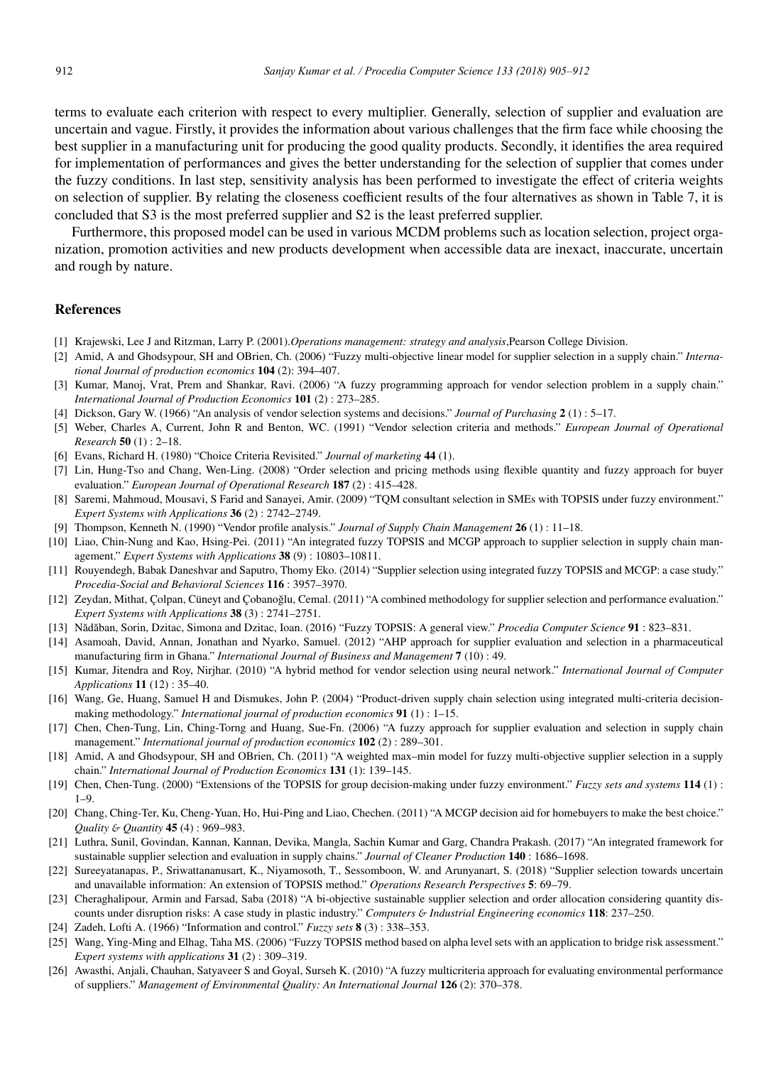terms to evaluate each criterion with respect to every multiplier. Generally, selection of supplier and evaluation are uncertain and vague. Firstly, it provides the information about various challenges that the firm face while choosing the best supplier in a manufacturing unit for producing the good quality products. Secondly, it identifies the area required for implementation of performances and gives the better understanding for the selection of supplier that comes under the fuzzy conditions. In last step, sensitivity analysis has been performed to investigate the effect of criteria weights on selection of supplier. By relating the closeness coefficient results of the four alternatives as shown in Table 7, it is concluded that S3 is the most preferred supplier and S2 is the least preferred supplier.

Furthermore, this proposed model can be used in various MCDM problems such as location selection, project organization, promotion activities and new products development when accessible data are inexact, inaccurate, uncertain and rough by nature.

## References

[1] Krajewski, Lee J and Ritzman, Larry P. (2001).*Operations management: strategy and analysis*,Pearson College Division.

[2] Amid, A and Ghodsypour, SH and OBrien, Ch. (2006) "Fuzzy multi-objective linear model for supplier selection in a supply chain." *International Journal of production economics* **104** (2): 394–407.

[3] Kumar, Manoj, Vrat, Prem and Shankar, Ravi. (2006) "A fuzzy programming approach for vendor selection problem in a supply chain." *International Journal of Production Economics* **101** (2) : 273–285.

[4] Dickson, Gary W. (1966) "An analysis of vendor selection systems and decisions." *Journal of Purchasing* **2** (1) : 5–17.

[5] Weber, Charles A, Current, John R and Benton, WC. (1991) "Vendor selection criteria and methods." *European Journal of Operational Research* **50** (1) : 2–18.

[6] Evans, Richard H. (1980) "Choice Criteria Revisited." *Journal of marketing* **44** (1).

[7] Lin, Hung-Tso and Chang, Wen-Ling. (2008) "Order selection and pricing methods using flexible quantity and fuzzy approach for buyer evaluation." *European Journal of Operational Research* **187** (2) : 415–428.

[8] Saremi, Mahmoud, Mousavi, S Farid and Sanayei, Amir. (2009) "TQM consultant selection in SMEs with TOPSIS under fuzzy environment." *Expert Systems with Applications* **36** (2) : 2742–2749.

[9] Thompson, Kenneth N. (1990) "Vendor profile analysis." *Journal of Supply Chain Management* **26** (1) : 11–18.

[10] Liao, Chin-Nung and Kao, Hsing-Pei. (2011) "An integrated fuzzy TOPSIS and MCGP approach to supplier selection in supply chain management." *Expert Systems with Applications* **38** (9) : 10803–10811.

[11] Rouyendegh, Babak Daneshvar and Saputro, Thomy Eko. (2014) "Supplier selection using integrated fuzzy TOPSIS and MCGP: a case study." *Procedia-Social and Behavioral Sciences* **116** : 3957–3970.

[12] Zeydan, Mithat, Çolpan, Cüneyt and Çobanoğlu, Cemal. (2011) "A combined methodology for supplier selection and performance evaluation." *Expert Systems with Applications* **38** (3) : 2741–2751.

[13] Nădăban, Sorin, Dzitac, Simona and Dzitac, Ioan. (2016) "Fuzzy TOPSIS: A general view." *Procedia Computer Science* **91** : 823–831.

[14] Asamoah, David, Annan, Jonathan and Nyarko, Samuel. (2012) "AHP approach for supplier evaluation and selection in a pharmaceutical manufacturing firm in Ghana." *International Journal of Business and Management* **7** (10) : 49.

[15] Kumar, Jitendra and Roy, Nirjhar. (2010) "A hybrid method for vendor selection using neural network." *International Journal of Computer Applications* **11** (12) : 35–40.

[16] Wang, Ge, Huang, Samuel H and Dismukes, John P. (2004) "Product-driven supply chain selection using integrated multi-criteria decision-making methodology." *International journal of production economics* **91** (1) : 1–15.

[17] Chen, Chen-Tung, Lin, Ching-Torng and Huang, Sue-Fn. (2006) "A fuzzy approach for supplier evaluation and selection in supply chain management." *International journal of production economics* **102** (2) : 289–301.

[18] Amid, A and Ghodsypour, SH and OBrien, Ch. (2011) "A weighted max–min model for fuzzy multi-objective supplier selection in a supply chain." *International Journal of Production Economics* **131** (1): 139–145.

[19] Chen, Chen-Tung. (2000) "Extensions of the TOPSIS for group decision-making under fuzzy environment." *Fuzzy sets and systems* **114** (1) : 1–9.

[20] Chang, Ching-Ter, Ku, Cheng-Yuan, Ho, Hui-Ping and Liao, Chechen. (2011) "A MCGP decision aid for homebuyers to make the best choice." *Quality & Quantity* **45** (4) : 969–983.

[21] Luthra, Sunil, Govindan, Kannan, Kannan, Devika, Mangla, Sachin Kumar and Garg, Chandra Prakash. (2017) "An integrated framework for sustainable supplier selection and evaluation in supply chains." *Journal of Cleaner Production* **140** : 1686–1698.

[22] Sureeyatanapas, P., Sriwattananusart, K., Niyamosoth, T., Sessomboon, W. and Arunyanart, S. (2018) "Supplier selection towards uncertain and unavailable information: An extension of TOPSIS method." *Operations Research Perspectives* **5**: 69–79.

[23] Cheraghalipour, Armin and Farsad, Saba (2018) "A bi-objective sustainable supplier selection and order allocation considering quantity discounts under disruption risks: A case study in plastic industry." *Computers & Industrial Engineering economics* **118**: 237–250.

[24] Zadeh, Lofti A. (1966) "Information and control." *Fuzzy sets* **8** (3) : 338–353.

[25] Wang, Ying-Ming and Elhag, Taha MS. (2006) "Fuzzy TOPSIS method based on alpha level sets with an application to bridge risk assessment." *Expert systems with applications* **31** (2) : 309–319.

[26] Awasthi, Anjali, Chauhan, Satyaveer S and Goyal, Surseh K. (2010) "A fuzzy multicriteria approach for evaluating environmental performance of suppliers." *Management of Environmental Quality: An International Journal* **126** (2): 370–378.